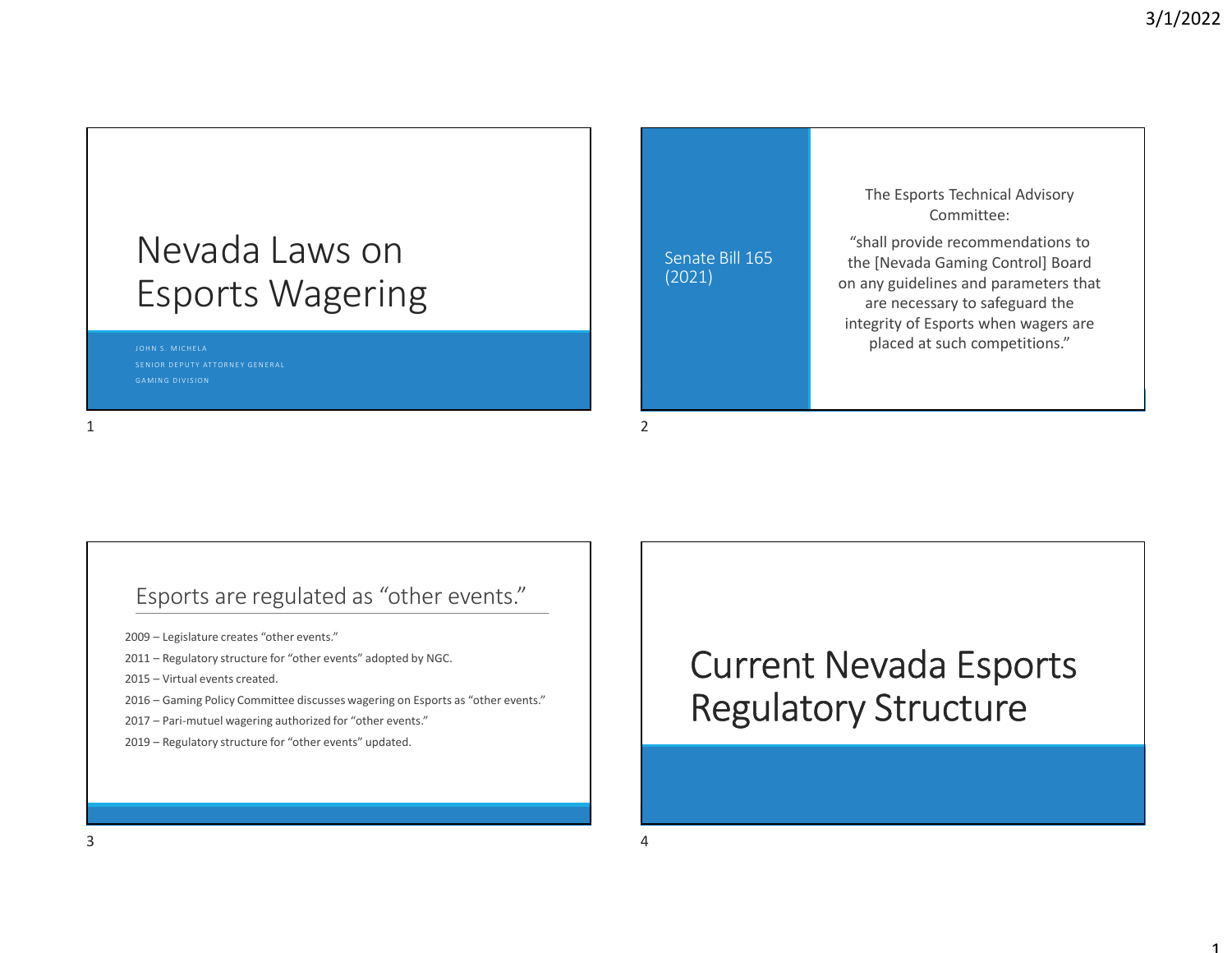# Nevada Laws on Esports Wagering

JOHN S. MICHELA

SENIOR DEPUTY ATTORNEY GENERAL

GAMING DIVISION

## Senate Bill 165 (2021)

The Esports Technical Advisory Committee:

"shall provide recommendations to the [Nevada Gaming Control] Board on any guidelines and parameters that are necessary to safeguard the integrity of Esports when wagers are placed at such competitions."

## Esports are regulated as "other events."

2009 – Legislature creates "other events."

2011 – Regulatory structure for "other events" adopted by NGC.

2015 – Virtual events created.

2016 – Gaming Policy Committee discusses wagering on Esports as "other events."

2017 – Pari-mutuel wagering authorized for "other events."

2019 – Regulatory structure for "other events" updated.

# Current Nevada Esports Regulatory Structure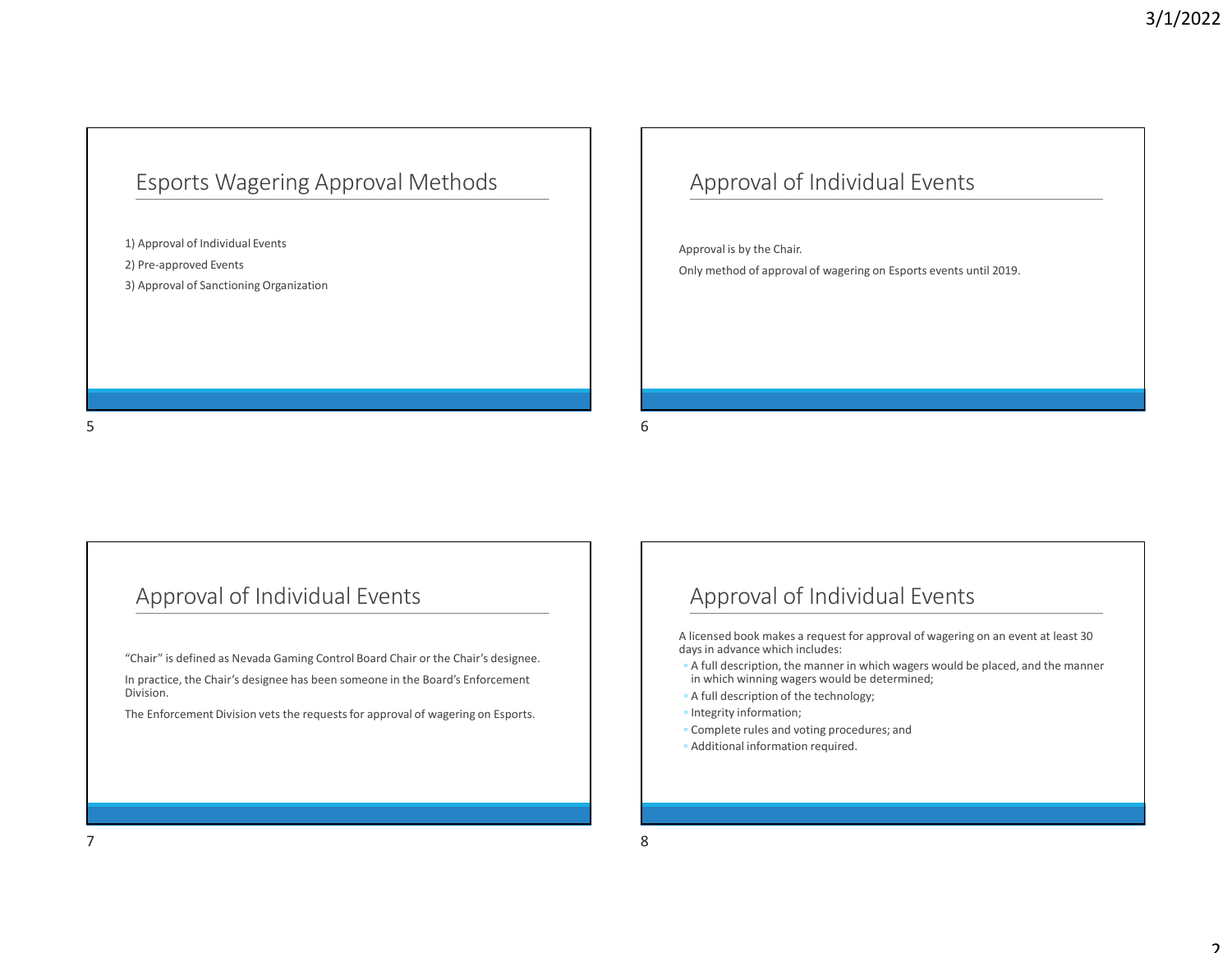## Esports Wagering Approval Methods

1) Approval of Individual Events

2) Pre-approved Events

3) Approval of Sanctioning Organization

## Approval of Individual Events

Approval is by the Chair.

Only method of approval of wagering on Esports events until 2019.

## Approval of Individual Events

"Chair" is defined as Nevada Gaming Control Board Chair or the Chair's designee.

In practice, the Chair's designee has been someone in the Board's Enforcement Division.

The Enforcement Division vets the requests for approval of wagering on Esports.

## Approval of Individual Events

A licensed book makes a request for approval of wagering on an event at least 30 days in advance which includes:

- A full description, the manner in which wagers would be placed, and the manner in which winning wagers would be determined;
- A full description of the technology;
- Integrity information;
- Complete rules and voting procedures; and
- Additional information required.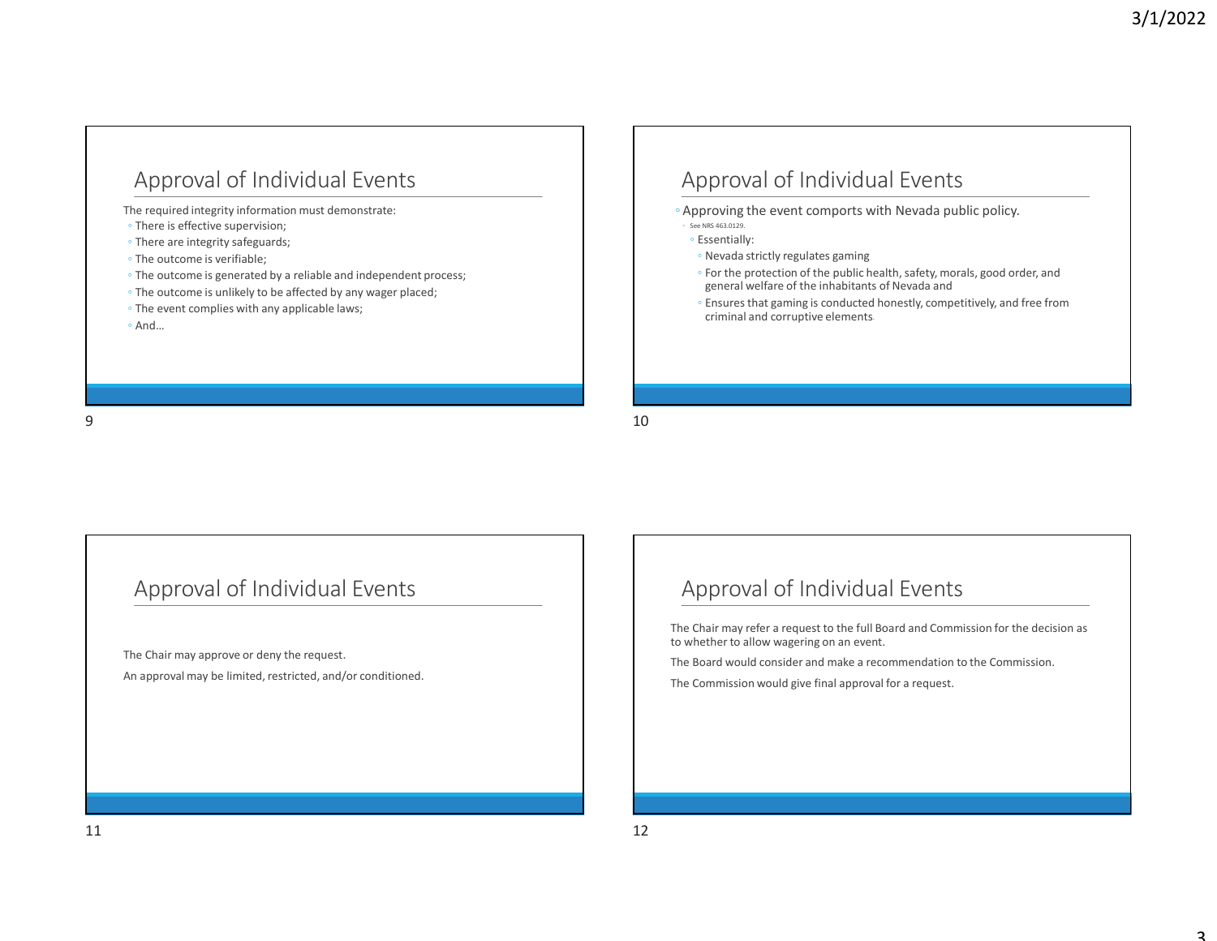## Approval of Individual Events

The required integrity information must demonstrate:

- There is effective supervision;
- There are integrity safeguards;
- The outcome is verifiable;
- The outcome is generated by a reliable and independent process;
- The outcome is unlikely to be affected by any wager placed;
- The event complies with any applicable laws;
- And…

## Approval of Individual Events

- Approving the event comports with Nevada public policy.
  - See NRS 463.0129.
  - Essentially:
    - Nevada strictly regulates gaming
    - For the protection of the public health, safety, morals, good order, and general welfare of the inhabitants of Nevada and
    - Ensures that gaming is conducted honestly, competitively, and free from criminal and corruptive elements.

## Approval of Individual Events

The Chair may approve or deny the request.

An approval may be limited, restricted, and/or conditioned.

## Approval of Individual Events

The Chair may refer a request to the full Board and Commission for the decision as to whether to allow wagering on an event.

The Board would consider and make a recommendation to the Commission.

The Commission would give final approval for a request.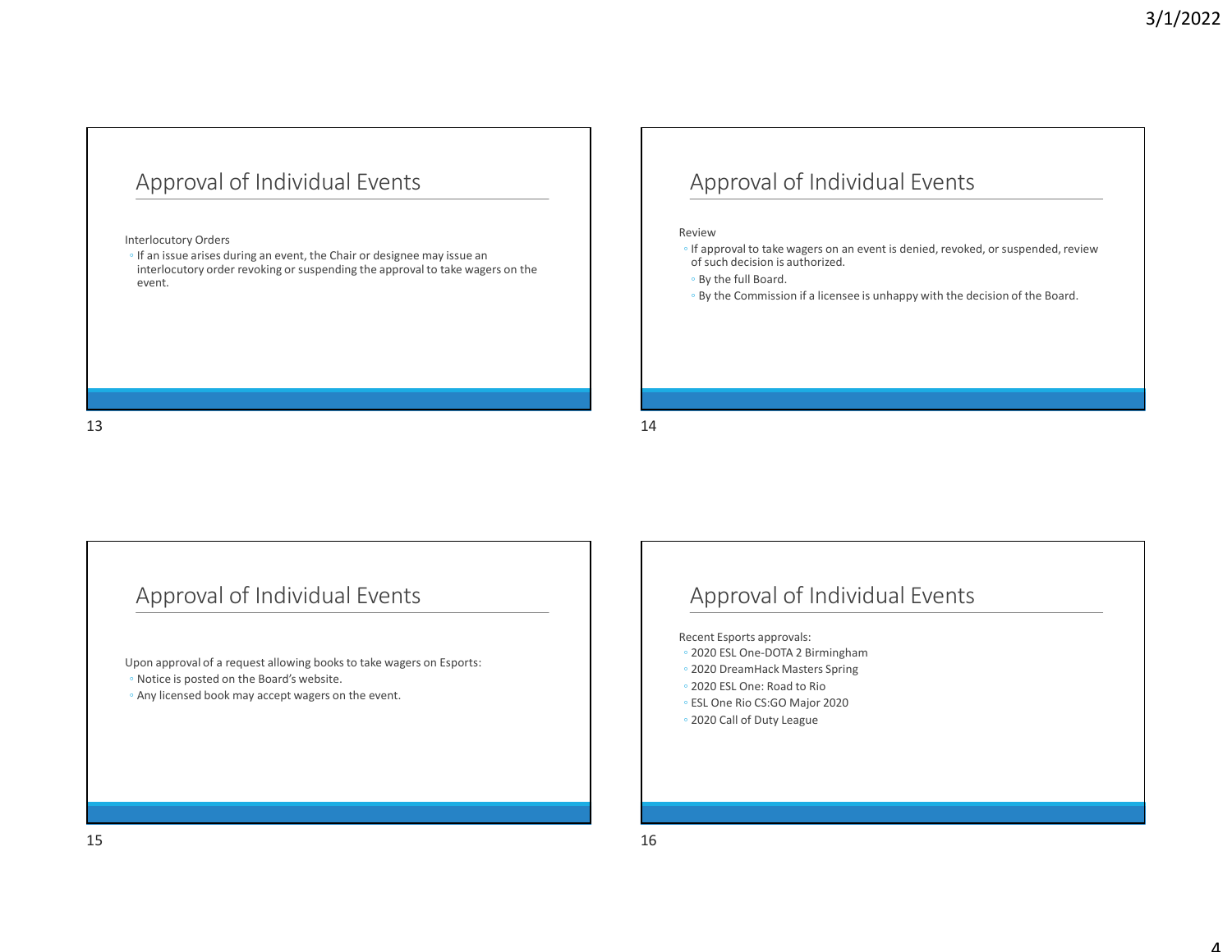## Approval of Individual Events

Interlocutory Orders

- If an issue arises during an event, the Chair or designee may issue an interlocutory order revoking or suspending the approval to take wagers on the event.

## Approval of Individual Events

Review

- If approval to take wagers on an event is denied, revoked, or suspended, review of such decision is authorized.
  - By the full Board.
  - By the Commission if a licensee is unhappy with the decision of the Board.

## Approval of Individual Events

Upon approval of a request allowing books to take wagers on Esports:

- Notice is posted on the Board's website.
- Any licensed book may accept wagers on the event.

## Approval of Individual Events

Recent Esports approvals:

- 2020 ESL One-DOTA 2 Birmingham
- 2020 DreamHack Masters Spring
- 2020 ESL One: Road to Rio
- ESL One Rio CS:GO Major 2020
- 2020 Call of Duty League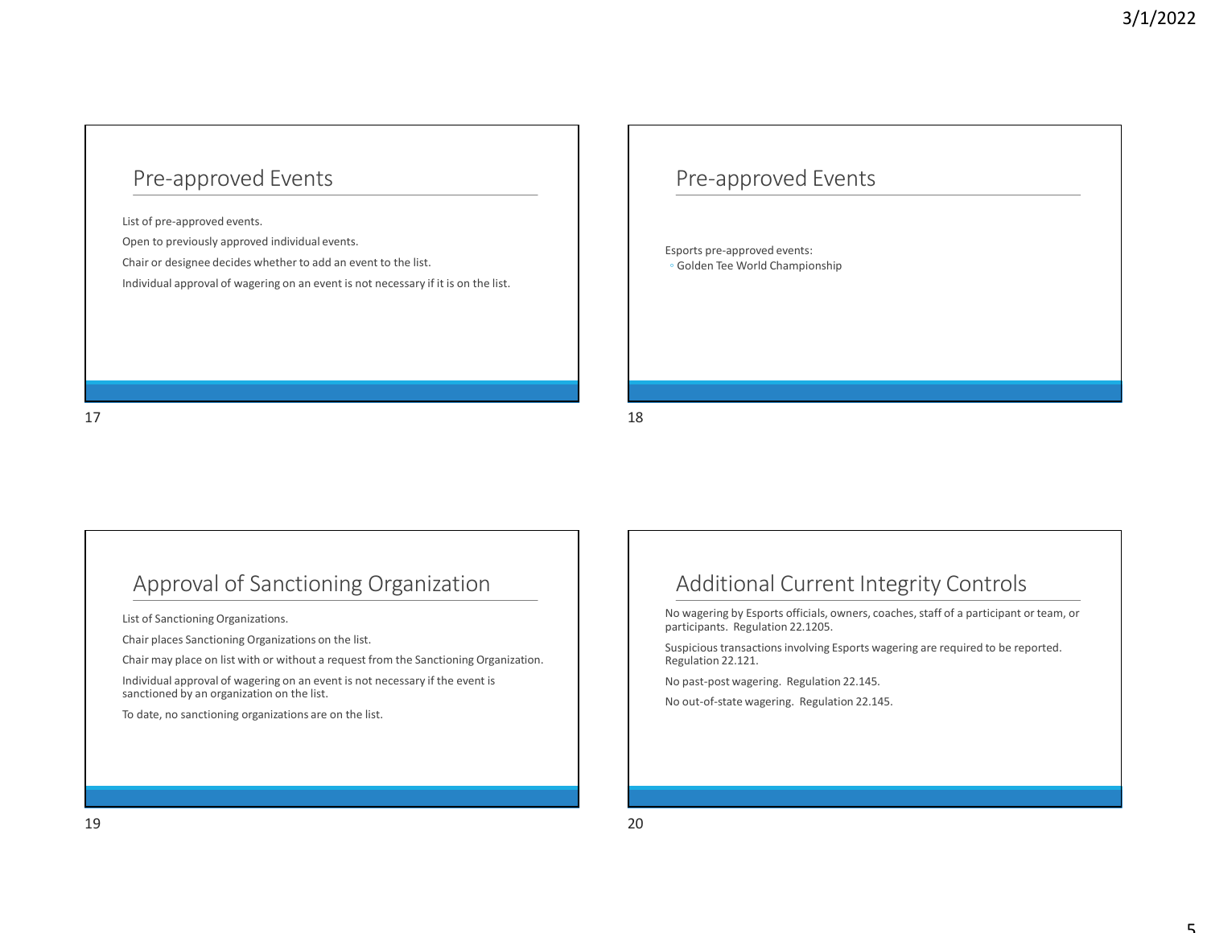## Pre-approved Events

List of pre-approved events.

Open to previously approved individual events.

Chair or designee decides whether to add an event to the list.

Individual approval of wagering on an event is not necessary if it is on the list.

## Pre-approved Events

Esports pre-approved events:

- Golden Tee World Championship

## Approval of Sanctioning Organization

List of Sanctioning Organizations.

Chair places Sanctioning Organizations on the list.

Chair may place on list with or without a request from the Sanctioning Organization.

Individual approval of wagering on an event is not necessary if the event is sanctioned by an organization on the list.

To date, no sanctioning organizations are on the list.

## Additional Current Integrity Controls

No wagering by Esports officials, owners, coaches, staff of a participant or team, or participants. Regulation 22.1205.

Suspicious transactions involving Esports wagering are required to be reported. Regulation 22.121.

No past-post wagering. Regulation 22.145.

No out-of-state wagering. Regulation 22.145.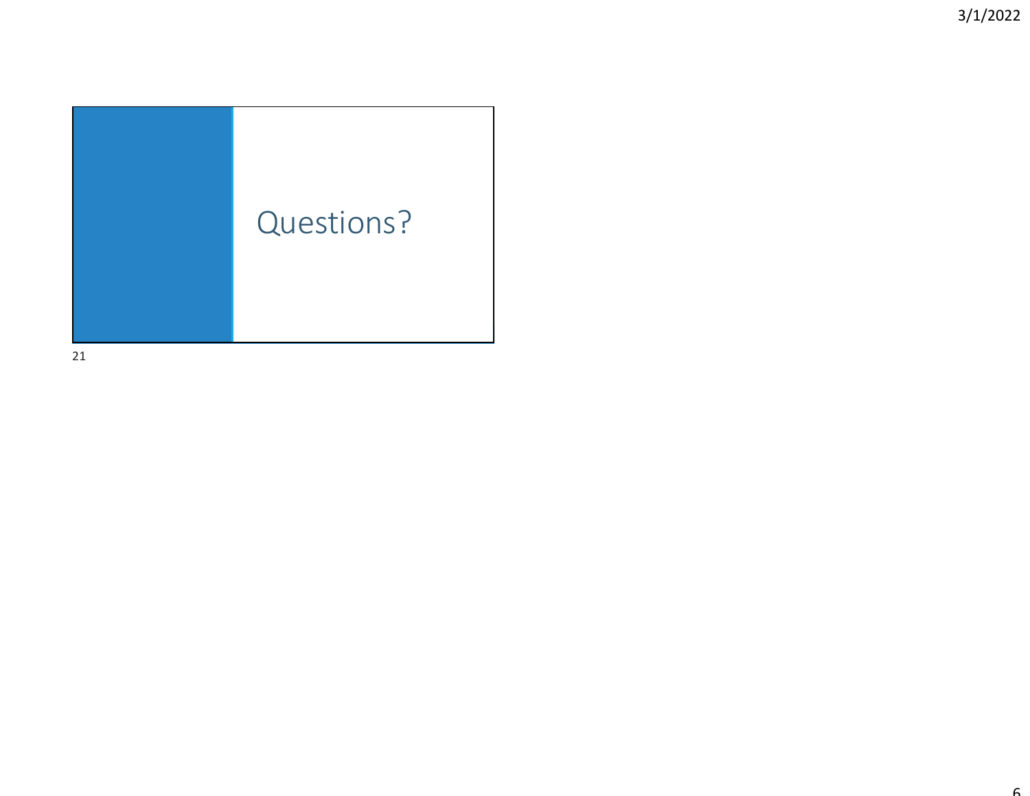# Questions?